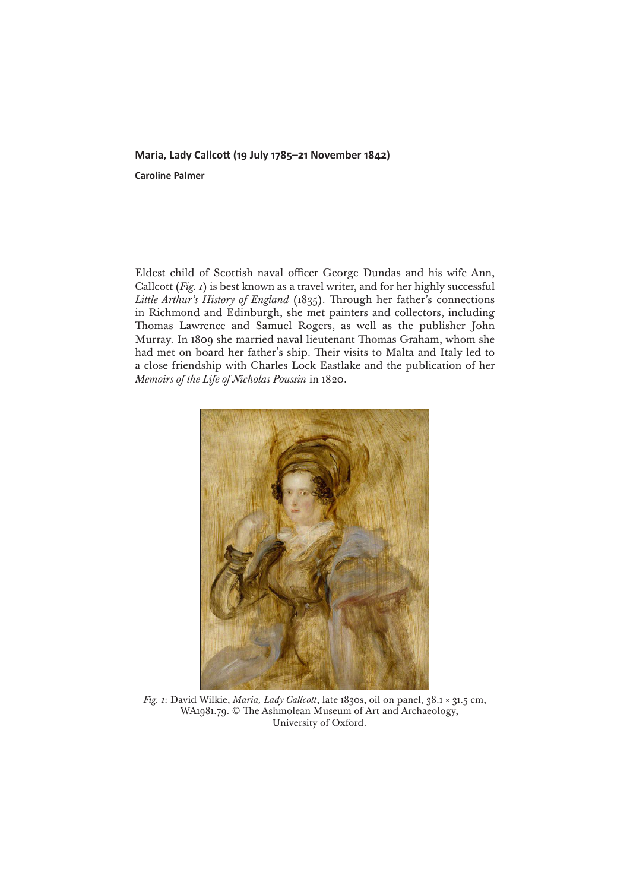## Maria, Lady Callcott (19 July 1785–21 November 1842)

**Caroline Palmer**

Eldest child of Scottish naval officer George Dundas and his wife Ann, Callcott (*Fig. 1*) is best known as a travel writer, and for her highly successful *Little Arthur's History of England* (1835). Through her father's connections in Richmond and Edinburgh, she met painters and collectors, including Thomas Lawrence and Samuel Rogers, as well as the publisher John Murray. In 1809 she married naval lieutenant Thomas Graham, whom she had met on board her father's ship. Their visits to Malta and Italy led to a close friendship with Charles Lock Eastlake and the publication of her *Memoirs of the Life of Nicholas Poussin* in 1820.

*Fig. 1*: David Wilkie, *Maria, Lady Callcott*, late 1830s, oil on panel, 38.1 × 31.5 cm, WA1981.79. © The Ashmolean Museum of Art and Archaeology, University of Oxford.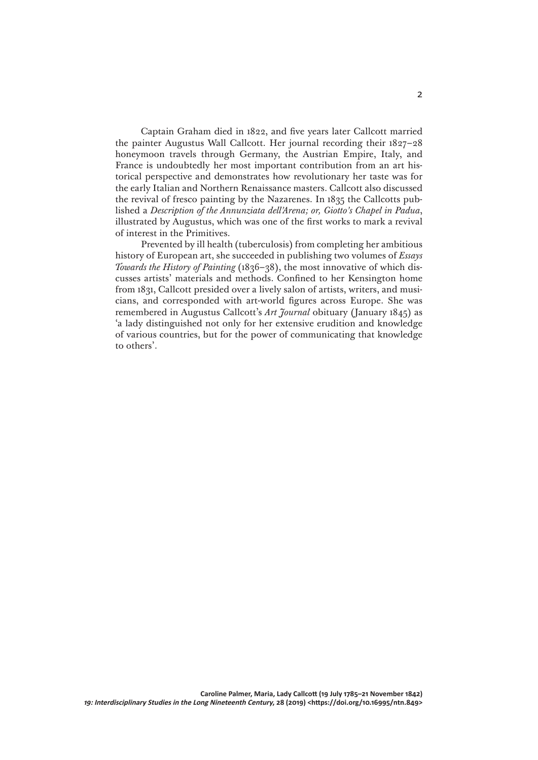Captain Graham died in 1822, and five years later Callcott married the painter Augustus Wall Callcott. Her journal recording their 1827–28 honeymoon travels through Germany, the Austrian Empire, Italy, and France is undoubtedly her most important contribution from an art historical perspective and demonstrates how revolutionary her taste was for the early Italian and Northern Renaissance masters. Callcott also discussed the revival of fresco painting by the Nazarenes. In 1835 the Callcotts published a *Description of the Annunziata dell'Arena; or, Giotto's Chapel in Padua*, illustrated by Augustus, which was one of the first works to mark a revival of interest in the Primitives.

Prevented by ill health (tuberculosis) from completing her ambitious history of European art, she succeeded in publishing two volumes of *Essays Towards the History of Painting* (1836–38), the most innovative of which discusses artists' materials and methods. Confined to her Kensington home from 1831, Callcott presided over a lively salon of artists, writers, and musicians, and corresponded with art-world figures across Europe. She was remembered in Augustus Callcott's *Art Journal* obituary (January 1845) as 'a lady distinguished not only for her extensive erudition and knowledge of various countries, but for the power of communicating that knowledge to others'.